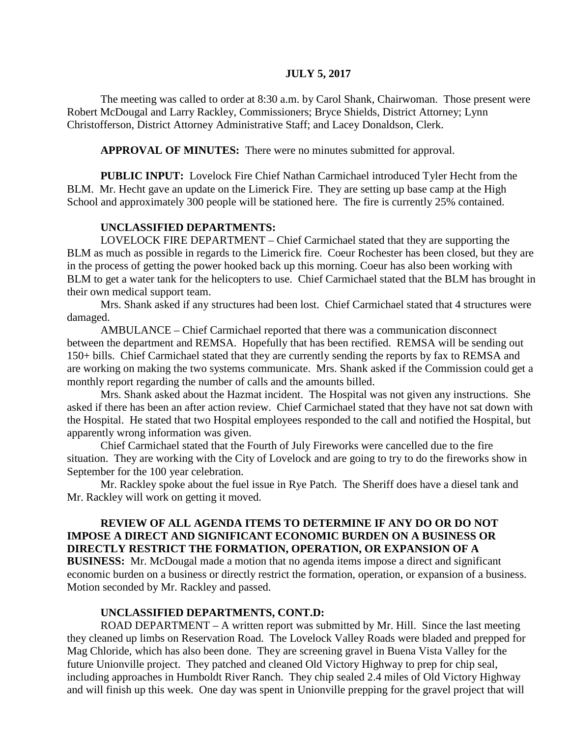**JULY 5, 2017**

The meeting was called to order at 8:30 a.m. by Carol Shank, Chairwoman. Those present were Robert McDougal and Larry Rackley, Commissioners; Bryce Shields, District Attorney; Lynn Christofferson, District Attorney Administrative Staff; and Lacey Donaldson, Clerk.

**APPROVAL OF MINUTES:** There were no minutes submitted for approval.

**PUBLIC INPUT:** Lovelock Fire Chief Nathan Carmichael introduced Tyler Hecht from the BLM. Mr. Hecht gave an update on the Limerick Fire. They are setting up base camp at the High School and approximately 300 people will be stationed here. The fire is currently 25% contained.

**UNCLASSIFIED DEPARTMENTS:**

LOVELOCK FIRE DEPARTMENT – Chief Carmichael stated that they are supporting the BLM as much as possible in regards to the Limerick fire. Coeur Rochester has been closed, but they are in the process of getting the power hooked back up this morning. Coeur has also been working with BLM to get a water tank for the helicopters to use. Chief Carmichael stated that the BLM has brought in their own medical support team.

Mrs. Shank asked if any structures had been lost. Chief Carmichael stated that 4 structures were damaged.

AMBULANCE – Chief Carmichael reported that there was a communication disconnect between the department and REMSA. Hopefully that has been rectified. REMSA will be sending out 150+ bills. Chief Carmichael stated that they are currently sending the reports by fax to REMSA and are working on making the two systems communicate. Mrs. Shank asked if the Commission could get a monthly report regarding the number of calls and the amounts billed.

Mrs. Shank asked about the Hazmat incident. The Hospital was not given any instructions. She asked if there has been an after action review. Chief Carmichael stated that they have not sat down with the Hospital. He stated that two Hospital employees responded to the call and notified the Hospital, but apparently wrong information was given.

Chief Carmichael stated that the Fourth of July Fireworks were cancelled due to the fire situation. They are working with the City of Lovelock and are going to try to do the fireworks show in September for the 100 year celebration.

Mr. Rackley spoke about the fuel issue in Rye Patch. The Sheriff does have a diesel tank and Mr. Rackley will work on getting it moved.

**REVIEW OF ALL AGENDA ITEMS TO DETERMINE IF ANY DO OR DO NOT IMPOSE A DIRECT AND SIGNIFICANT ECONOMIC BURDEN ON A BUSINESS OR DIRECTLY RESTRICT THE FORMATION, OPERATION, OR EXPANSION OF A BUSINESS:** Mr. McDougal made a motion that no agenda items impose a direct and significant economic burden on a business or directly restrict the formation, operation, or expansion of a business. Motion seconded by Mr. Rackley and passed.

**UNCLASSIFIED DEPARTMENTS, CONT.D:**

ROAD DEPARTMENT – A written report was submitted by Mr. Hill. Since the last meeting they cleaned up limbs on Reservation Road. The Lovelock Valley Roads were bladed and prepped for Mag Chloride, which has also been done. They are screening gravel in Buena Vista Valley for the future Unionville project. They patched and cleaned Old Victory Highway to prep for chip seal, including approaches in Humboldt River Ranch. They chip sealed 2.4 miles of Old Victory Highway and will finish up this week. One day was spent in Unionville prepping for the gravel project that will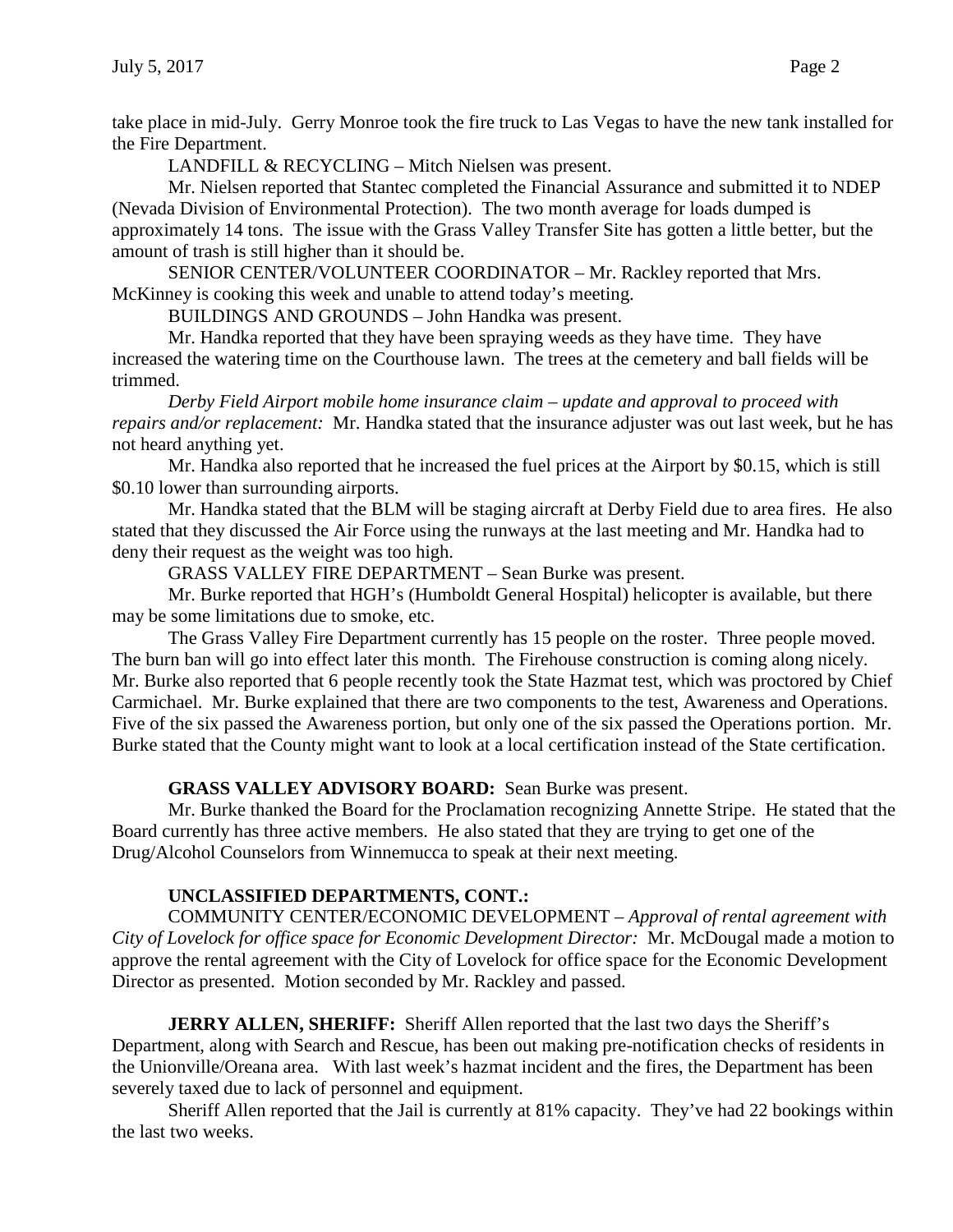take place in mid-July. Gerry Monroe took the fire truck to Las Vegas to have the new tank installed for the Fire Department.

LANDFILL & RECYCLING – Mitch Nielsen was present.

Mr. Nielsen reported that Stantec completed the Financial Assurance and submitted it to NDEP (Nevada Division of Environmental Protection). The two month average for loads dumped is approximately 14 tons. The issue with the Grass Valley Transfer Site has gotten a little better, but the amount of trash is still higher than it should be.

SENIOR CENTER/VOLUNTEER COORDINATOR – Mr. Rackley reported that Mrs. McKinney is cooking this week and unable to attend today's meeting.

BUILDINGS AND GROUNDS – John Handka was present.

Mr. Handka reported that they have been spraying weeds as they have time. They have increased the watering time on the Courthouse lawn. The trees at the cemetery and ball fields will be trimmed.

*Derby Field Airport mobile home insurance claim – update and approval to proceed with repairs and/or replacement:* Mr. Handka stated that the insurance adjuster was out last week, but he has not heard anything yet.

Mr. Handka also reported that he increased the fuel prices at the Airport by $0.15, which is still $0.10 lower than surrounding airports.

Mr. Handka stated that the BLM will be staging aircraft at Derby Field due to area fires. He also stated that they discussed the Air Force using the runways at the last meeting and Mr. Handka had to deny their request as the weight was too high.

GRASS VALLEY FIRE DEPARTMENT – Sean Burke was present.

Mr. Burke reported that HGH's (Humboldt General Hospital) helicopter is available, but there may be some limitations due to smoke, etc.

The Grass Valley Fire Department currently has 15 people on the roster. Three people moved. The burn ban will go into effect later this month. The Firehouse construction is coming along nicely. Mr. Burke also reported that 6 people recently took the State Hazmat test, which was proctored by Chief Carmichael. Mr. Burke explained that there are two components to the test, Awareness and Operations. Five of the six passed the Awareness portion, but only one of the six passed the Operations portion. Mr. Burke stated that the County might want to look at a local certification instead of the State certification.

**GRASS VALLEY ADVISORY BOARD:** Sean Burke was present.

Mr. Burke thanked the Board for the Proclamation recognizing Annette Stripe. He stated that the Board currently has three active members. He also stated that they are trying to get one of the Drug/Alcohol Counselors from Winnemucca to speak at their next meeting.

**UNCLASSIFIED DEPARTMENTS, CONT.:**

COMMUNITY CENTER/ECONOMIC DEVELOPMENT – *Approval of rental agreement with City of Lovelock for office space for Economic Development Director:* Mr. McDougal made a motion to approve the rental agreement with the City of Lovelock for office space for the Economic Development Director as presented. Motion seconded by Mr. Rackley and passed.

**JERRY ALLEN, SHERIFF:** Sheriff Allen reported that the last two days the Sheriff's Department, along with Search and Rescue, has been out making pre-notification checks of residents in the Unionville/Oreana area. With last week's hazmat incident and the fires, the Department has been severely taxed due to lack of personnel and equipment.

Sheriff Allen reported that the Jail is currently at 81% capacity. They've had 22 bookings within the last two weeks.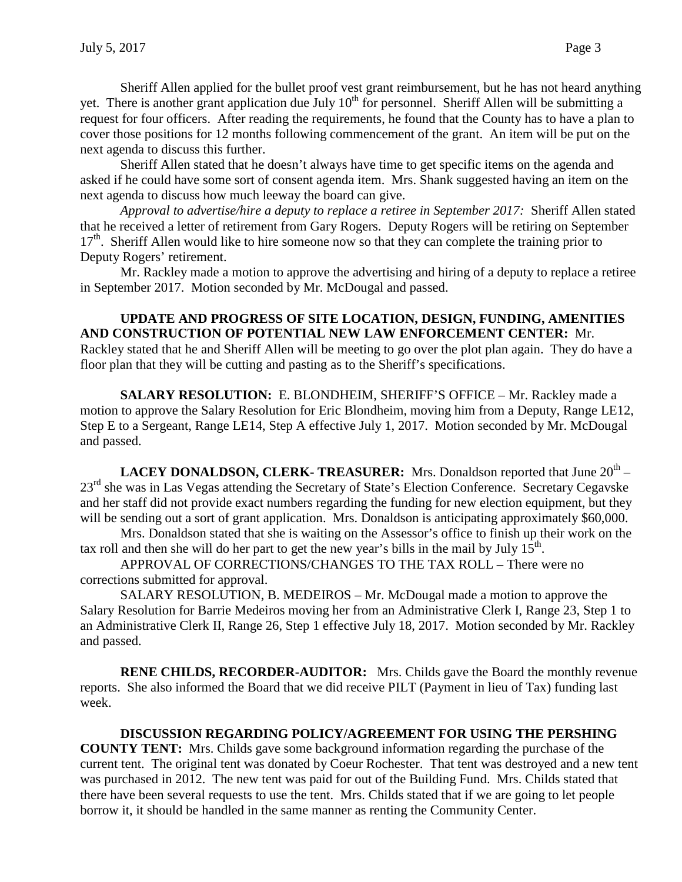Sheriff Allen applied for the bullet proof vest grant reimbursement, but he has not heard anything yet. There is another grant application due July 10th for personnel. Sheriff Allen will be submitting a request for four officers. After reading the requirements, he found that the County has to have a plan to cover those positions for 12 months following commencement of the grant. An item will be put on the next agenda to discuss this further.

Sheriff Allen stated that he doesn't always have time to get specific items on the agenda and asked if he could have some sort of consent agenda item. Mrs. Shank suggested having an item on the next agenda to discuss how much leeway the board can give.

*Approval to advertise/hire a deputy to replace a retiree in September 2017:* Sheriff Allen stated that he received a letter of retirement from Gary Rogers. Deputy Rogers will be retiring on September 17th. Sheriff Allen would like to hire someone now so that they can complete the training prior to Deputy Rogers' retirement.

Mr. Rackley made a motion to approve the advertising and hiring of a deputy to replace a retiree in September 2017. Motion seconded by Mr. McDougal and passed.

**UPDATE AND PROGRESS OF SITE LOCATION, DESIGN, FUNDING, AMENITIES AND CONSTRUCTION OF POTENTIAL NEW LAW ENFORCEMENT CENTER:** Mr. Rackley stated that he and Sheriff Allen will be meeting to go over the plot plan again. They do have a floor plan that they will be cutting and pasting as to the Sheriff's specifications.

**SALARY RESOLUTION:** E. BLONDHEIM, SHERIFF'S OFFICE – Mr. Rackley made a motion to approve the Salary Resolution for Eric Blondheim, moving him from a Deputy, Range LE12, Step E to a Sergeant, Range LE14, Step A effective July 1, 2017. Motion seconded by Mr. McDougal and passed.

**LACEY DONALDSON, CLERK- TREASURER:** Mrs. Donaldson reported that June 20th – 23rd she was in Las Vegas attending the Secretary of State's Election Conference. Secretary Cegavske and her staff did not provide exact numbers regarding the funding for new election equipment, but they will be sending out a sort of grant application. Mrs. Donaldson is anticipating approximately $60,000.

Mrs. Donaldson stated that she is waiting on the Assessor's office to finish up their work on the tax roll and then she will do her part to get the new year's bills in the mail by July 15th.

APPROVAL OF CORRECTIONS/CHANGES TO THE TAX ROLL – There were no corrections submitted for approval.

SALARY RESOLUTION, B. MEDEIROS – Mr. McDougal made a motion to approve the Salary Resolution for Barrie Medeiros moving her from an Administrative Clerk I, Range 23, Step 1 to an Administrative Clerk II, Range 26, Step 1 effective July 18, 2017. Motion seconded by Mr. Rackley and passed.

**RENE CHILDS, RECORDER-AUDITOR:** Mrs. Childs gave the Board the monthly revenue reports. She also informed the Board that we did receive PILT (Payment in lieu of Tax) funding last week.

**DISCUSSION REGARDING POLICY/AGREEMENT FOR USING THE PERSHING COUNTY TENT:** Mrs. Childs gave some background information regarding the purchase of the current tent. The original tent was donated by Coeur Rochester. That tent was destroyed and a new tent was purchased in 2012. The new tent was paid for out of the Building Fund. Mrs. Childs stated that there have been several requests to use the tent. Mrs. Childs stated that if we are going to let people borrow it, it should be handled in the same manner as renting the Community Center.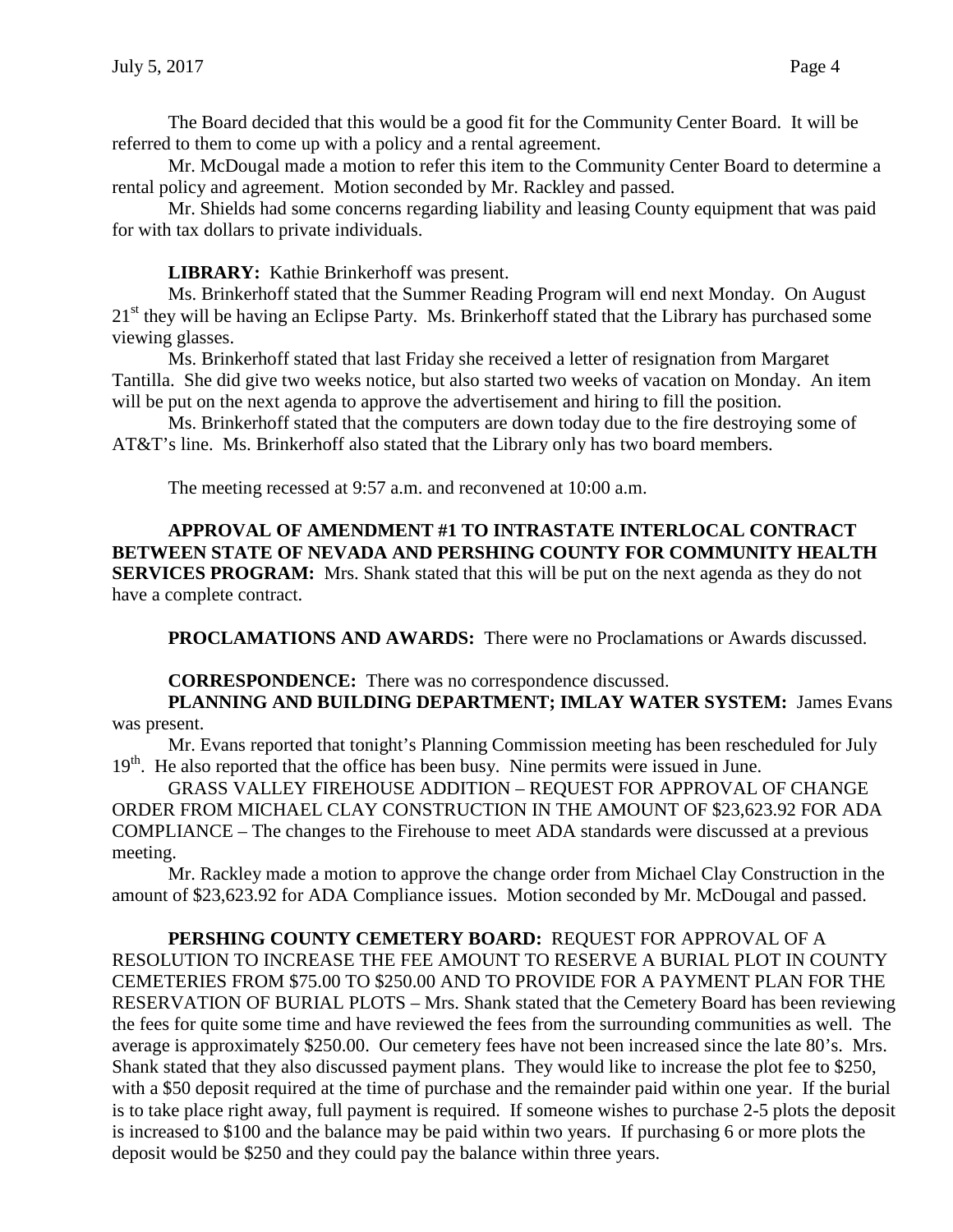The Board decided that this would be a good fit for the Community Center Board. It will be referred to them to come up with a policy and a rental agreement.

Mr. McDougal made a motion to refer this item to the Community Center Board to determine a rental policy and agreement. Motion seconded by Mr. Rackley and passed.

Mr. Shields had some concerns regarding liability and leasing County equipment that was paid for with tax dollars to private individuals.

**LIBRARY:** Kathie Brinkerhoff was present.

Ms. Brinkerhoff stated that the Summer Reading Program will end next Monday. On August 21st they will be having an Eclipse Party. Ms. Brinkerhoff stated that the Library has purchased some viewing glasses.

Ms. Brinkerhoff stated that last Friday she received a letter of resignation from Margaret Tantilla. She did give two weeks notice, but also started two weeks of vacation on Monday. An item will be put on the next agenda to approve the advertisement and hiring to fill the position.

Ms. Brinkerhoff stated that the computers are down today due to the fire destroying some of AT&T's line. Ms. Brinkerhoff also stated that the Library only has two board members.

The meeting recessed at 9:57 a.m. and reconvened at 10:00 a.m.

**APPROVAL OF AMENDMENT #1 TO INTRASTATE INTERLOCAL CONTRACT BETWEEN STATE OF NEVADA AND PERSHING COUNTY FOR COMMUNITY HEALTH SERVICES PROGRAM:** Mrs. Shank stated that this will be put on the next agenda as they do not have a complete contract.

**PROCLAMATIONS AND AWARDS:** There were no Proclamations or Awards discussed.

**CORRESPONDENCE:** There was no correspondence discussed.

**PLANNING AND BUILDING DEPARTMENT; IMLAY WATER SYSTEM:** James Evans was present.

Mr. Evans reported that tonight's Planning Commission meeting has been rescheduled for July 19th. He also reported that the office has been busy. Nine permits were issued in June.

GRASS VALLEY FIREHOUSE ADDITION – REQUEST FOR APPROVAL OF CHANGE ORDER FROM MICHAEL CLAY CONSTRUCTION IN THE AMOUNT OF $23,623.92 FOR ADA COMPLIANCE – The changes to the Firehouse to meet ADA standards were discussed at a previous meeting.

Mr. Rackley made a motion to approve the change order from Michael Clay Construction in the amount of $23,623.92 for ADA Compliance issues. Motion seconded by Mr. McDougal and passed.

**PERSHING COUNTY CEMETERY BOARD:** REQUEST FOR APPROVAL OF A RESOLUTION TO INCREASE THE FEE AMOUNT TO RESERVE A BURIAL PLOT IN COUNTY CEMETERIES FROM $75.00 TO $250.00 AND TO PROVIDE FOR A PAYMENT PLAN FOR THE RESERVATION OF BURIAL PLOTS – Mrs. Shank stated that the Cemetery Board has been reviewing the fees for quite some time and have reviewed the fees from the surrounding communities as well. The average is approximately $250.00. Our cemetery fees have not been increased since the late 80's. Mrs. Shank stated that they also discussed payment plans. They would like to increase the plot fee to $250, with a $50 deposit required at the time of purchase and the remainder paid within one year. If the burial is to take place right away, full payment is required. If someone wishes to purchase 2-5 plots the deposit is increased to $100 and the balance may be paid within two years. If purchasing 6 or more plots the deposit would be $250 and they could pay the balance within three years.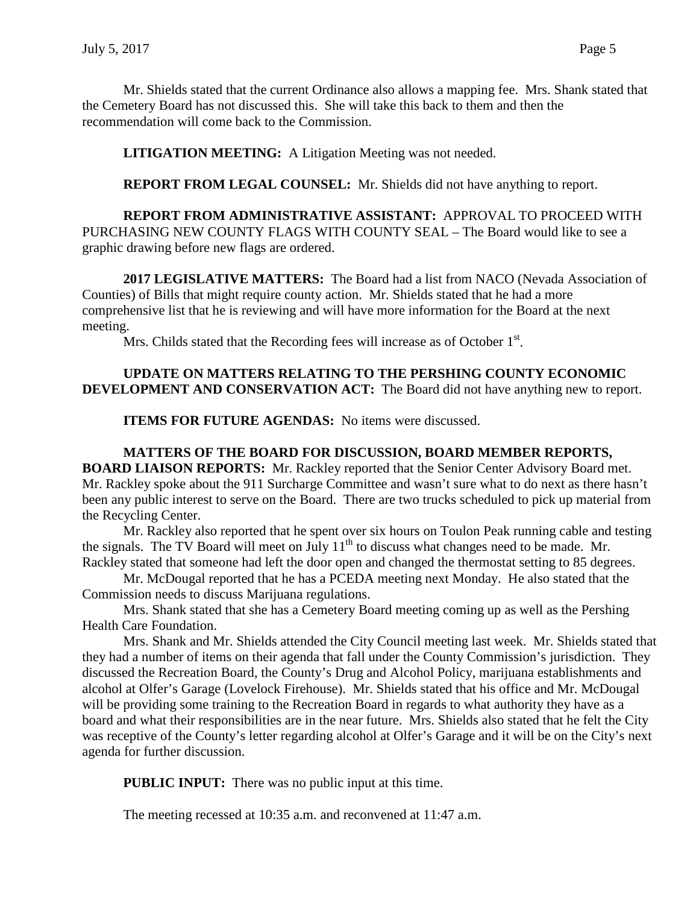Mr. Shields stated that the current Ordinance also allows a mapping fee. Mrs. Shank stated that the Cemetery Board has not discussed this. She will take this back to them and then the recommendation will come back to the Commission.

**LITIGATION MEETING:** A Litigation Meeting was not needed.

**REPORT FROM LEGAL COUNSEL:** Mr. Shields did not have anything to report.

**REPORT FROM ADMINISTRATIVE ASSISTANT:** APPROVAL TO PROCEED WITH PURCHASING NEW COUNTY FLAGS WITH COUNTY SEAL – The Board would like to see a graphic drawing before new flags are ordered.

**2017 LEGISLATIVE MATTERS:** The Board had a list from NACO (Nevada Association of Counties) of Bills that might require county action. Mr. Shields stated that he had a more comprehensive list that he is reviewing and will have more information for the Board at the next meeting.

Mrs. Childs stated that the Recording fees will increase as of October 1st.

**UPDATE ON MATTERS RELATING TO THE PERSHING COUNTY ECONOMIC DEVELOPMENT AND CONSERVATION ACT:** The Board did not have anything new to report.

**ITEMS FOR FUTURE AGENDAS:** No items were discussed.

**MATTERS OF THE BOARD FOR DISCUSSION, BOARD MEMBER REPORTS, BOARD LIAISON REPORTS:** Mr. Rackley reported that the Senior Center Advisory Board met. Mr. Rackley spoke about the 911 Surcharge Committee and wasn't sure what to do next as there hasn't been any public interest to serve on the Board. There are two trucks scheduled to pick up material from the Recycling Center.

Mr. Rackley also reported that he spent over six hours on Toulon Peak running cable and testing the signals. The TV Board will meet on July 11th to discuss what changes need to be made. Mr. Rackley stated that someone had left the door open and changed the thermostat setting to 85 degrees.

Mr. McDougal reported that he has a PCEDA meeting next Monday. He also stated that the Commission needs to discuss Marijuana regulations.

Mrs. Shank stated that she has a Cemetery Board meeting coming up as well as the Pershing Health Care Foundation.

Mrs. Shank and Mr. Shields attended the City Council meeting last week. Mr. Shields stated that they had a number of items on their agenda that fall under the County Commission's jurisdiction. They discussed the Recreation Board, the County's Drug and Alcohol Policy, marijuana establishments and alcohol at Olfer's Garage (Lovelock Firehouse). Mr. Shields stated that his office and Mr. McDougal will be providing some training to the Recreation Board in regards to what authority they have as a board and what their responsibilities are in the near future. Mrs. Shields also stated that he felt the City was receptive of the County's letter regarding alcohol at Olfer's Garage and it will be on the City's next agenda for further discussion.

**PUBLIC INPUT:** There was no public input at this time.

The meeting recessed at 10:35 a.m. and reconvened at 11:47 a.m.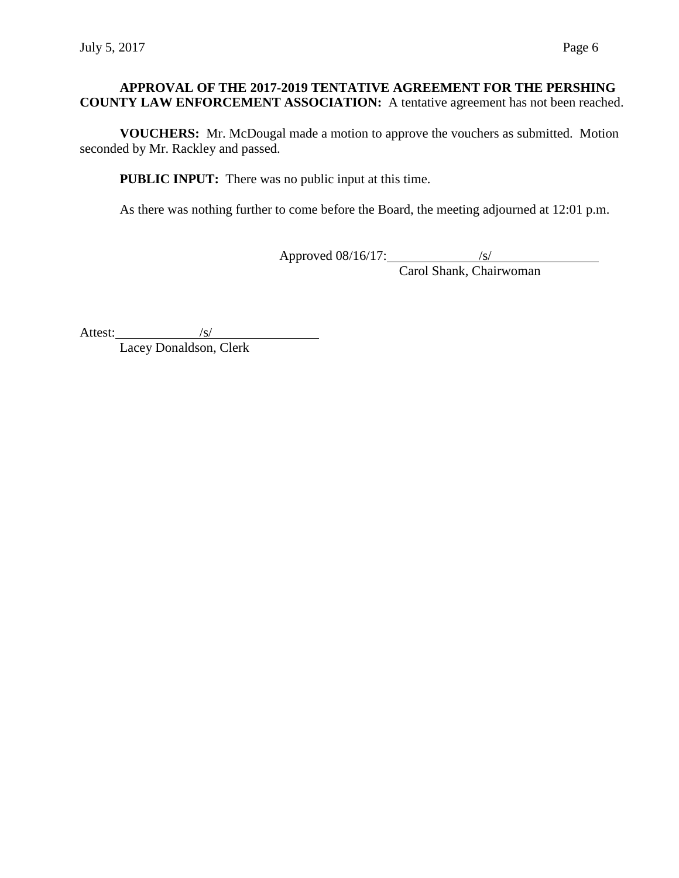**APPROVAL OF THE 2017-2019 TENTATIVE AGREEMENT FOR THE PERSHING COUNTY LAW ENFORCEMENT ASSOCIATION:** A tentative agreement has not been reached.

**VOUCHERS:** Mr. McDougal made a motion to approve the vouchers as submitted. Motion seconded by Mr. Rackley and passed.

**PUBLIC INPUT:** There was no public input at this time.

As there was nothing further to come before the Board, the meeting adjourned at 12:01 p.m.

Approved 08/16/17: /s/
Carol Shank, Chairwoman

Attest: /s/
Lacey Donaldson, Clerk